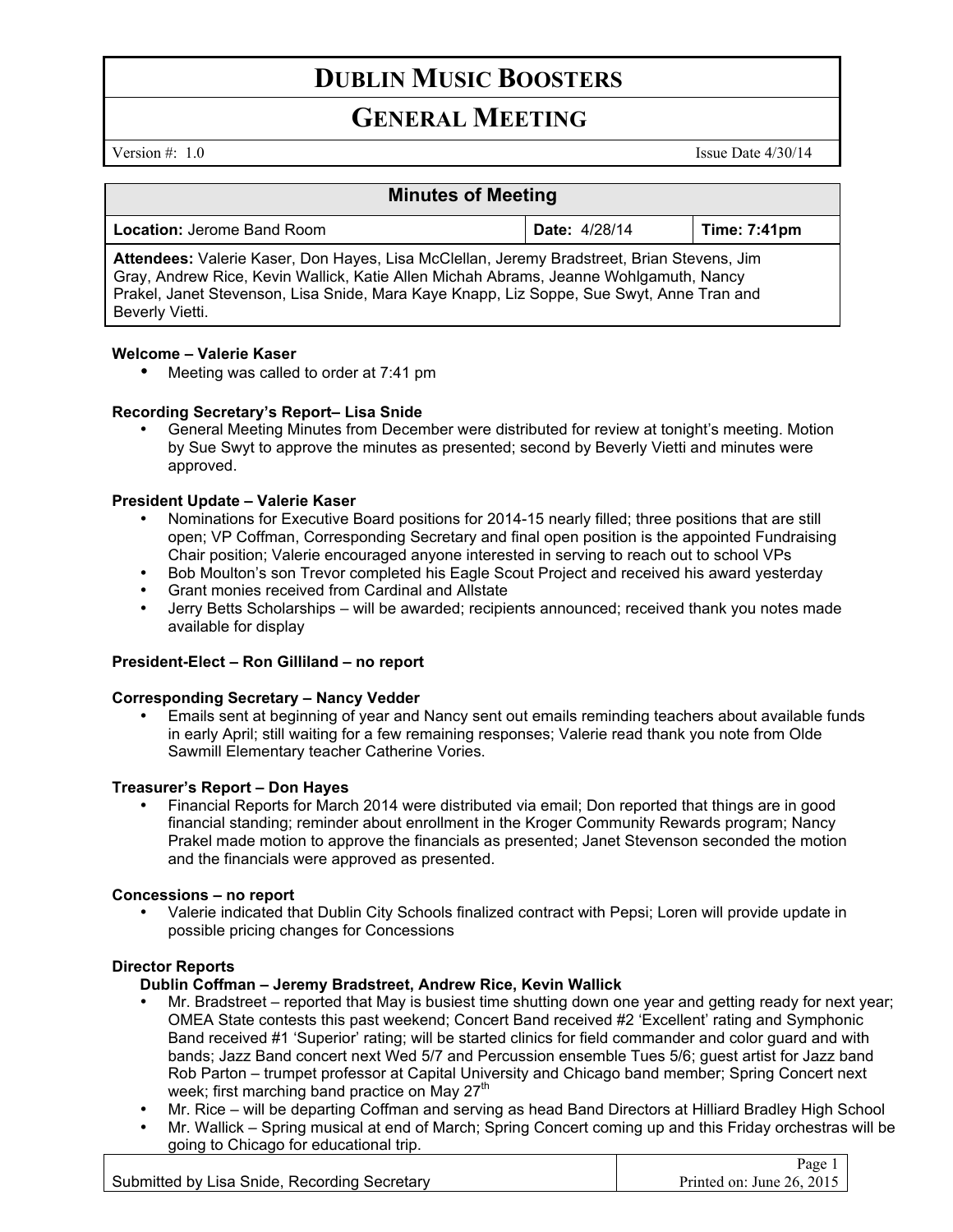# DUBLIN MUSIC BOOSTERS

## GENERAL MEETING

Version #: 1.0 Issue Date 4/30/14

| Minutes of Meeting | | |
|---|---|---|
| **Location:** Jerome Band Room | **Date:** 4/28/14 | **Time: 7:41pm** |
| **Attendees:** Valerie Kaser, Don Hayes, Lisa McClellan, Jeremy Bradstreet, Brian Stevens, Jim Gray, Andrew Rice, Kevin Wallick, Katie Allen Michah Abrams, Jeanne Wohlgamuth, Nancy Prakel, Janet Stevenson, Lisa Snide, Mara Kaye Knapp, Liz Soppe, Sue Swyt, Anne Tran and Beverly Vietti. | | |

**Welcome – Valerie Kaser**

- Meeting was called to order at 7:41 pm

**Recording Secretary's Report– Lisa Snide**

- General Meeting Minutes from December were distributed for review at tonight's meeting. Motion by Sue Swyt to approve the minutes as presented; second by Beverly Vietti and minutes were approved.

**President Update – Valerie Kaser**

- Nominations for Executive Board positions for 2014-15 nearly filled; three positions that are still open; VP Coffman, Corresponding Secretary and final open position is the appointed Fundraising Chair position; Valerie encouraged anyone interested in serving to reach out to school VPs
- Bob Moulton's son Trevor completed his Eagle Scout Project and received his award yesterday
- Grant monies received from Cardinal and Allstate
- Jerry Betts Scholarships – will be awarded; recipients announced; received thank you notes made available for display

**President-Elect – Ron Gilliland – no report**

**Corresponding Secretary – Nancy Vedder**

- Emails sent at beginning of year and Nancy sent out emails reminding teachers about available funds in early April; still waiting for a few remaining responses; Valerie read thank you note from Olde Sawmill Elementary teacher Catherine Vories.

**Treasurer's Report – Don Hayes**

- Financial Reports for March 2014 were distributed via email; Don reported that things are in good financial standing; reminder about enrollment in the Kroger Community Rewards program; Nancy Prakel made motion to approve the financials as presented; Janet Stevenson seconded the motion and the financials were approved as presented.

**Concessions – no report**

- Valerie indicated that Dublin City Schools finalized contract with Pepsi; Loren will provide update in possible pricing changes for Concessions

**Director Reports**

**Dublin Coffman – Jeremy Bradstreet, Andrew Rice, Kevin Wallick**

- Mr. Bradstreet – reported that May is busiest time shutting down one year and getting ready for next year; OMEA State contests this past weekend; Concert Band received #2 'Excellent' rating and Symphonic Band received #1 'Superior' rating; will be started clinics for field commander and color guard and with bands; Jazz Band concert next Wed 5/7 and Percussion ensemble Tues 5/6; guest artist for Jazz band Rob Parton – trumpet professor at Capital University and Chicago band member; Spring Concert next week; first marching band practice on May 27th
- Mr. Rice – will be departing Coffman and serving as head Band Directors at Hilliard Bradley High School
- Mr. Wallick – Spring musical at end of March; Spring Concert coming up and this Friday orchestras will be going to Chicago for educational trip.

Submitted by Lisa Snide, Recording Secretary | Printed on: June 26, 2015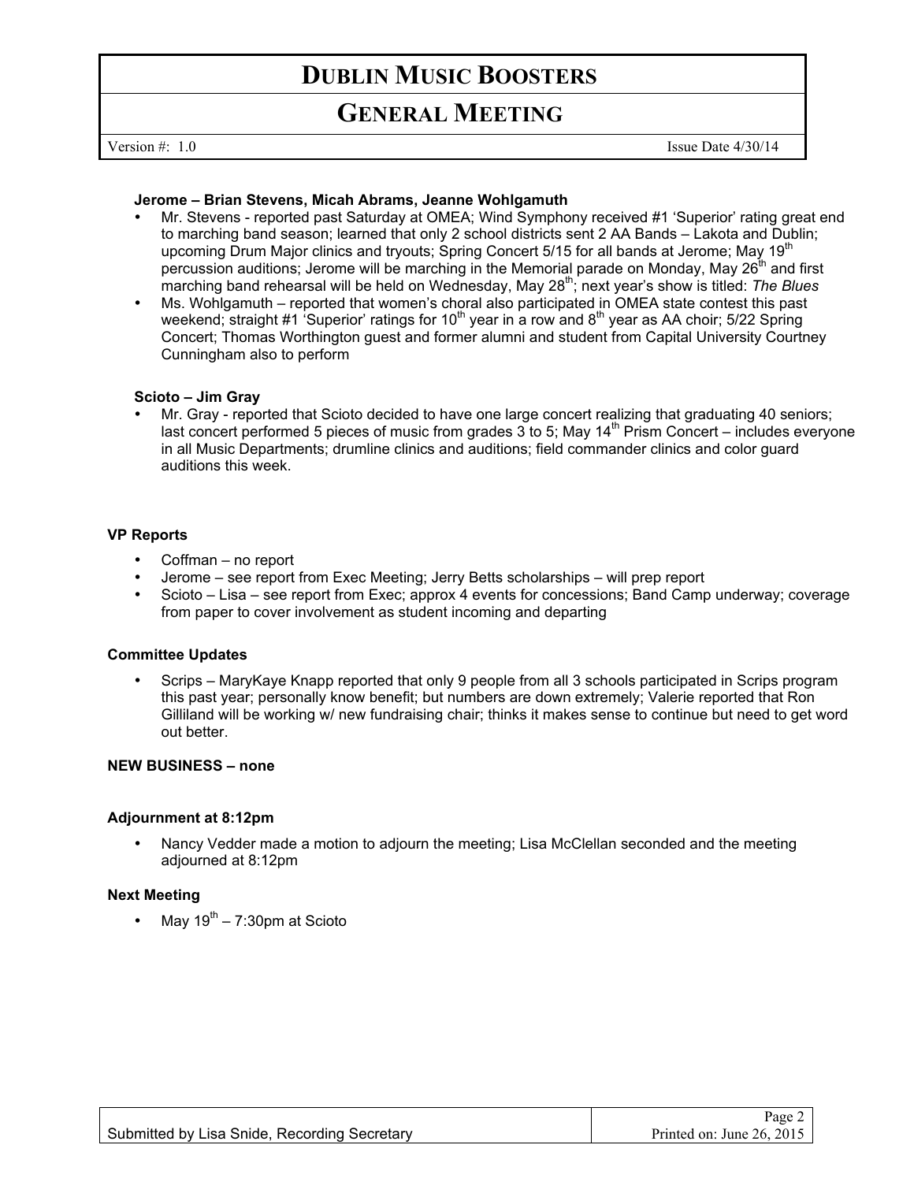**Jerome – Brian Stevens, Micah Abrams, Jeanne Wohlgamuth**

- Mr. Stevens - reported past Saturday at OMEA; Wind Symphony received #1 'Superior' rating great end to marching band season; learned that only 2 school districts sent 2 AA Bands – Lakota and Dublin; upcoming Drum Major clinics and tryouts; Spring Concert 5/15 for all bands at Jerome; May 19th percussion auditions; Jerome will be marching in the Memorial parade on Monday, May 26th and first marching band rehearsal will be held on Wednesday, May 28th; next year's show is titled: *The Blues*
- Ms. Wohlgamuth – reported that women's choral also participated in OMEA state contest this past weekend; straight #1 'Superior' ratings for 10th year in a row and 8th year as AA choir; 5/22 Spring Concert; Thomas Worthington guest and former alumni and student from Capital University Courtney Cunningham also to perform

**Scioto – Jim Gray**

- Mr. Gray - reported that Scioto decided to have one large concert realizing that graduating 40 seniors; last concert performed 5 pieces of music from grades 3 to 5; May 14th Prism Concert – includes everyone in all Music Departments; drumline clinics and auditions; field commander clinics and color guard auditions this week.

**VP Reports**

- Coffman – no report
- Jerome – see report from Exec Meeting; Jerry Betts scholarships – will prep report
- Scioto – Lisa – see report from Exec; approx 4 events for concessions; Band Camp underway; coverage from paper to cover involvement as student incoming and departing

**Committee Updates**

- Scrips – MaryKaye Knapp reported that only 9 people from all 3 schools participated in Scrips program this past year; personally know benefit; but numbers are down extremely; Valerie reported that Ron Gilliland will be working w/ new fundraising chair; thinks it makes sense to continue but need to get word out better.

**NEW BUSINESS – none**

**Adjournment at 8:12pm**

- Nancy Vedder made a motion to adjourn the meeting; Lisa McClellan seconded and the meeting adjourned at 8:12pm

**Next Meeting**

- May 19th – 7:30pm at Scioto

Submitted by Lisa Snide, Recording Secretary